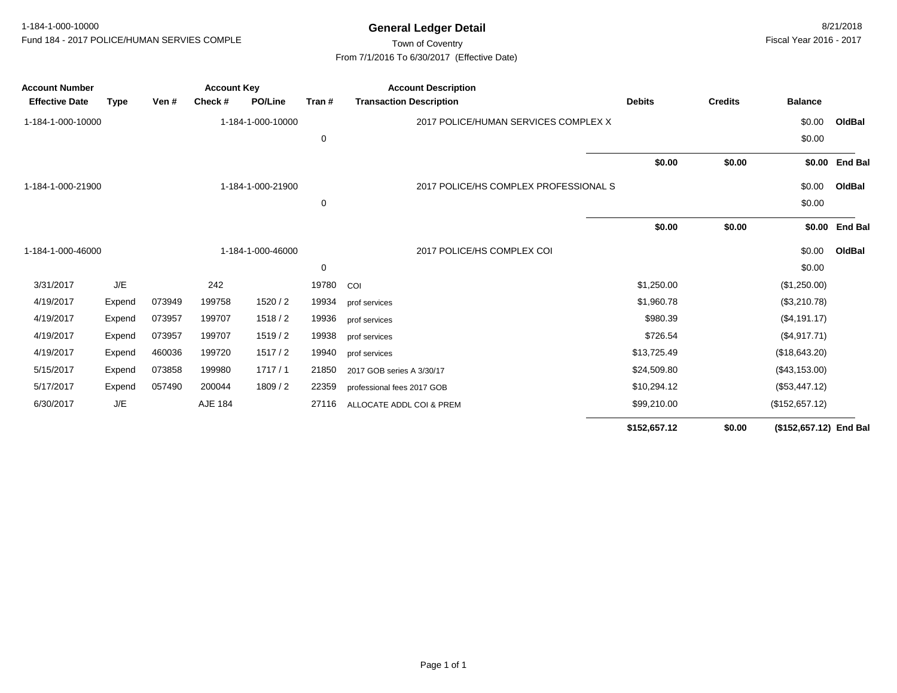# General Ledger Detail

Town of Coventry

From 7/1/2016 To 6/30/2017 (Effective Date)

1-184-1-000-10000

Fund 184 - 2017 POLICE/HUMAN SERVIES COMPLE

8/21/2018

Fiscal Year 2016 - 2017

| Account Number | | | Account Key | | | Account Description | | | | |
|---|---|---|---|---|---|---|---|---|---|---|
| **Effective Date** | **Type** | **Ven #** | **Check #** | **PO/Line** | **Tran #** | **Transaction Description** | **Debits** | **Credits** | **Balance** | |
| 1-184-1-000-10000 | | | 1-184-1-000-10000 | | | 2017 POLICE/HUMAN SERVICES COMPLEX X | | | $0.00 | **OldBal** |
| | | | | | 0 | | | | $0.00 | |
| | | | | | | | **$0.00** | **$0.00** | **$0.00** | **End Bal** |
| 1-184-1-000-21900 | | | 1-184-1-000-21900 | | | 2017 POLICE/HS COMPLEX PROFESSIONAL S | | | $0.00 | **OldBal** |
| | | | | | 0 | | | | $0.00 | |
| | | | | | | | **$0.00** | **$0.00** | **$0.00** | **End Bal** |
| 1-184-1-000-46000 | | | 1-184-1-000-46000 | | | 2017 POLICE/HS COMPLEX COI | | | $0.00 | **OldBal** |
| | | | | | 0 | | | | $0.00 | |
| 3/31/2017 | J/E | | 242 | | 19780 | COI | $1,250.00 | | ($1,250.00) | |
| 4/19/2017 | Expend | 073949 | 199758 | 1520 / 2 | 19934 | prof services | $1,960.78 | | ($3,210.78) | |
| 4/19/2017 | Expend | 073957 | 199707 | 1518 / 2 | 19936 | prof services | $980.39 | | ($4,191.17) | |
| 4/19/2017 | Expend | 073957 | 199707 | 1519 / 2 | 19938 | prof services | $726.54 | | ($4,917.71) | |
| 4/19/2017 | Expend | 460036 | 199720 | 1517 / 2 | 19940 | prof services | $13,725.49 | | ($18,643.20) | |
| 5/15/2017 | Expend | 073858 | 199980 | 1717 / 1 | 21850 | 2017 GOB series A 3/30/17 | $24,509.80 | | ($43,153.00) | |
| 5/17/2017 | Expend | 057490 | 200044 | 1809 / 2 | 22359 | professional fees 2017 GOB | $10,294.12 | | ($53,447.12) | |
| 6/30/2017 | J/E | | AJE 184 | | 27116 | ALLOCATE ADDL COI & PREM | $99,210.00 | | ($152,657.12) | |
| | | | | | | | **$152,657.12** | **$0.00** | **($152,657.12)** | **End Bal** |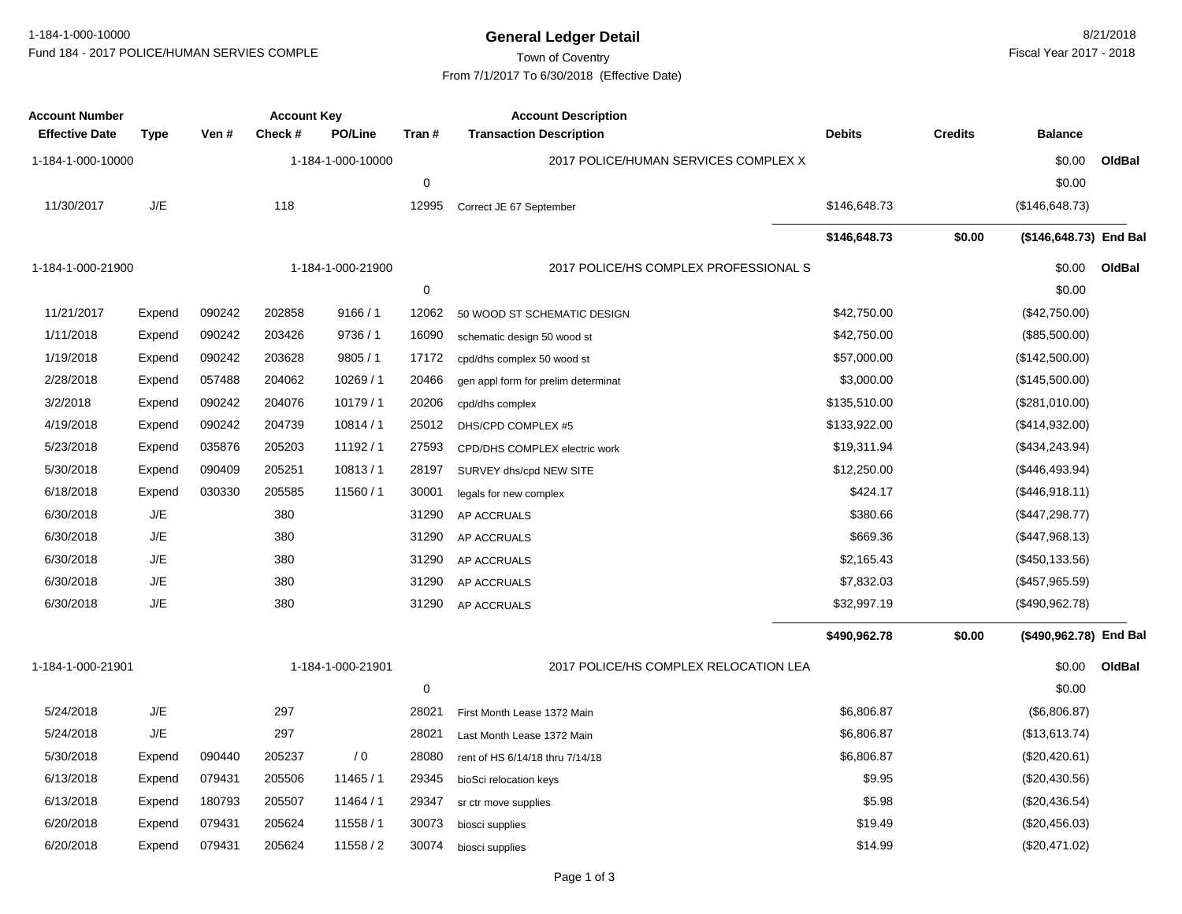# General Ledger Detail

1-184-1-000-10000
Fund 184 - 2017 POLICE/HUMAN SERVIES COMPLE

Town of Coventry
From 7/1/2017 To 6/30/2018 (Effective Date)

8/21/2018
Fiscal Year 2017 - 2018

| Account Number / Effective Date | Type | Ven # | Account Key / Check # | PO/Line | Tran # | Account Description / Transaction Description | Debits | Credits | Balance | |
|---|---|---|---|---|---|---|---|---|---|---|
| 1-184-1-000-10000 | | | 1-184-1-000-10000 | | | 2017 POLICE/HUMAN SERVICES COMPLEX X | | | $0.00 | OldBal |
| | | | | | 0 | | | | $0.00 | |
| 11/30/2017 | J/E | | 118 | | 12995 | Correct JE 67 September | $146,648.73 | | ($146,648.73) | |
| | | | | | | | **$146,648.73** | **$0.00** | **($146,648.73)** | **End Bal** |
| 1-184-1-000-21900 | | | 1-184-1-000-21900 | | | 2017 POLICE/HS COMPLEX PROFESSIONAL S | | | $0.00 | OldBal |
| | | | | | 0 | | | | $0.00 | |
| 11/21/2017 | Expend | 090242 | 202858 | 9166 / 1 | 12062 | 50 WOOD ST SCHEMATIC DESIGN | $42,750.00 | | ($42,750.00) | |
| 1/11/2018 | Expend | 090242 | 203426 | 9736 / 1 | 16090 | schematic design 50 wood st | $42,750.00 | | ($85,500.00) | |
| 1/19/2018 | Expend | 090242 | 203628 | 9805 / 1 | 17172 | cpd/dhs complex 50 wood st | $57,000.00 | | ($142,500.00) | |
| 2/28/2018 | Expend | 057488 | 204062 | 10269 / 1 | 20466 | gen appl form for prelim determinat | $3,000.00 | | ($145,500.00) | |
| 3/2/2018 | Expend | 090242 | 204076 | 10179 / 1 | 20206 | cpd/dhs complex | $135,510.00 | | ($281,010.00) | |
| 4/19/2018 | Expend | 090242 | 204739 | 10814 / 1 | 25012 | DHS/CPD COMPLEX #5 | $133,922.00 | | ($414,932.00) | |
| 5/23/2018 | Expend | 035876 | 205203 | 11192 / 1 | 27593 | CPD/DHS COMPLEX electric work | $19,311.94 | | ($434,243.94) | |
| 5/30/2018 | Expend | 090409 | 205251 | 10813 / 1 | 28197 | SURVEY dhs/cpd NEW SITE | $12,250.00 | | ($446,493.94) | |
| 6/18/2018 | Expend | 030330 | 205585 | 11560 / 1 | 30001 | legals for new complex | $424.17 | | ($446,918.11) | |
| 6/30/2018 | J/E | | 380 | | 31290 | AP ACCRUALS | $380.66 | | ($447,298.77) | |
| 6/30/2018 | J/E | | 380 | | 31290 | AP ACCRUALS | $669.36 | | ($447,968.13) | |
| 6/30/2018 | J/E | | 380 | | 31290 | AP ACCRUALS | $2,165.43 | | ($450,133.56) | |
| 6/30/2018 | J/E | | 380 | | 31290 | AP ACCRUALS | $7,832.03 | | ($457,965.59) | |
| 6/30/2018 | J/E | | 380 | | 31290 | AP ACCRUALS | $32,997.19 | | ($490,962.78) | |
| | | | | | | | **$490,962.78** | **$0.00** | **($490,962.78)** | **End Bal** |
| 1-184-1-000-21901 | | | 1-184-1-000-21901 | | | 2017 POLICE/HS COMPLEX RELOCATION LEA | | | $0.00 | OldBal |
| | | | | | 0 | | | | $0.00 | |
| 5/24/2018 | J/E | | 297 | | 28021 | First Month Lease 1372 Main | $6,806.87 | | ($6,806.87) | |
| 5/24/2018 | J/E | | 297 | | 28021 | Last Month Lease 1372 Main | $6,806.87 | | ($13,613.74) | |
| 5/30/2018 | Expend | 090440 | 205237 | / 0 | 28080 | rent of HS 6/14/18 thru 7/14/18 | $6,806.87 | | ($20,420.61) | |
| 6/13/2018 | Expend | 079431 | 205506 | 11465 / 1 | 29345 | bioSci relocation keys | $9.95 | | ($20,430.56) | |
| 6/13/2018 | Expend | 180793 | 205507 | 11464 / 1 | 29347 | sr ctr move supplies | $5.98 | | ($20,436.54) | |
| 6/20/2018 | Expend | 079431 | 205624 | 11558 / 1 | 30073 | biosci supplies | $19.49 | | ($20,456.03) | |
| 6/20/2018 | Expend | 079431 | 205624 | 11558 / 2 | 30074 | biosci supplies | $14.99 | | ($20,471.02) | |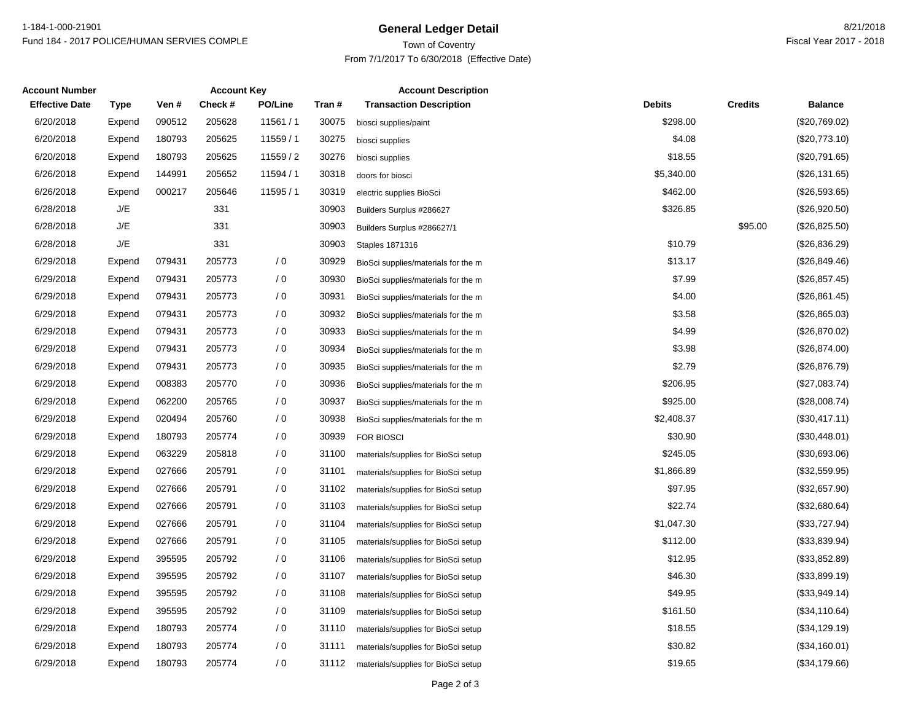# General Ledger Detail

1-184-1-000-21901
Fund 184 - 2017 POLICE/HUMAN SERVIES COMPLE

Town of Coventry
From 7/1/2017 To 6/30/2018 (Effective Date)

8/21/2018
Fiscal Year 2017 - 2018

| Account Number | | | Account Key | | | Account Description | | | |
|---|---|---|---|---|---|---|---|---|---|
| **Effective Date** | **Type** | **Ven #** | **Check #** | **PO/Line** | **Tran #** | **Transaction Description** | **Debits** | **Credits** | **Balance** |
| 6/20/2018 | Expend | 090512 | 205628 | 11561 / 1 | 30075 | biosci supplies/paint | $298.00 | | ($20,769.02) |
| 6/20/2018 | Expend | 180793 | 205625 | 11559 / 1 | 30275 | biosci supplies | $4.08 | | ($20,773.10) |
| 6/20/2018 | Expend | 180793 | 205625 | 11559 / 2 | 30276 | biosci supplies | $18.55 | | ($20,791.65) |
| 6/26/2018 | Expend | 144991 | 205652 | 11594 / 1 | 30318 | doors for biosci | $5,340.00 | | ($26,131.65) |
| 6/26/2018 | Expend | 000217 | 205646 | 11595 / 1 | 30319 | electric supplies BioSci | $462.00 | | ($26,593.65) |
| 6/28/2018 | J/E | | 331 | | 30903 | Builders Surplus #286627 | $326.85 | | ($26,920.50) |
| 6/28/2018 | J/E | | 331 | | 30903 | Builders Surplus #286627/1 | | $95.00 | ($26,825.50) |
| 6/28/2018 | J/E | | 331 | | 30903 | Staples 1871316 | $10.79 | | ($26,836.29) |
| 6/29/2018 | Expend | 079431 | 205773 | / 0 | 30929 | BioSci supplies/materials for the m | $13.17 | | ($26,849.46) |
| 6/29/2018 | Expend | 079431 | 205773 | / 0 | 30930 | BioSci supplies/materials for the m | $7.99 | | ($26,857.45) |
| 6/29/2018 | Expend | 079431 | 205773 | / 0 | 30931 | BioSci supplies/materials for the m | $4.00 | | ($26,861.45) |
| 6/29/2018 | Expend | 079431 | 205773 | / 0 | 30932 | BioSci supplies/materials for the m | $3.58 | | ($26,865.03) |
| 6/29/2018 | Expend | 079431 | 205773 | / 0 | 30933 | BioSci supplies/materials for the m | $4.99 | | ($26,870.02) |
| 6/29/2018 | Expend | 079431 | 205773 | / 0 | 30934 | BioSci supplies/materials for the m | $3.98 | | ($26,874.00) |
| 6/29/2018 | Expend | 079431 | 205773 | / 0 | 30935 | BioSci supplies/materials for the m | $2.79 | | ($26,876.79) |
| 6/29/2018 | Expend | 008383 | 205770 | / 0 | 30936 | BioSci supplies/materials for the m | $206.95 | | ($27,083.74) |
| 6/29/2018 | Expend | 062200 | 205765 | / 0 | 30937 | BioSci supplies/materials for the m | $925.00 | | ($28,008.74) |
| 6/29/2018 | Expend | 020494 | 205760 | / 0 | 30938 | BioSci supplies/materials for the m | $2,408.37 | | ($30,417.11) |
| 6/29/2018 | Expend | 180793 | 205774 | / 0 | 30939 | FOR BIOSCI | $30.90 | | ($30,448.01) |
| 6/29/2018 | Expend | 063229 | 205818 | / 0 | 31100 | materials/supplies for BioSci setup | $245.05 | | ($30,693.06) |
| 6/29/2018 | Expend | 027666 | 205791 | / 0 | 31101 | materials/supplies for BioSci setup | $1,866.89 | | ($32,559.95) |
| 6/29/2018 | Expend | 027666 | 205791 | / 0 | 31102 | materials/supplies for BioSci setup | $97.95 | | ($32,657.90) |
| 6/29/2018 | Expend | 027666 | 205791 | / 0 | 31103 | materials/supplies for BioSci setup | $22.74 | | ($32,680.64) |
| 6/29/2018 | Expend | 027666 | 205791 | / 0 | 31104 | materials/supplies for BioSci setup | $1,047.30 | | ($33,727.94) |
| 6/29/2018 | Expend | 027666 | 205791 | / 0 | 31105 | materials/supplies for BioSci setup | $112.00 | | ($33,839.94) |
| 6/29/2018 | Expend | 395595 | 205792 | / 0 | 31106 | materials/supplies for BioSci setup | $12.95 | | ($33,852.89) |
| 6/29/2018 | Expend | 395595 | 205792 | / 0 | 31107 | materials/supplies for BioSci setup | $46.30 | | ($33,899.19) |
| 6/29/2018 | Expend | 395595 | 205792 | / 0 | 31108 | materials/supplies for BioSci setup | $49.95 | | ($33,949.14) |
| 6/29/2018 | Expend | 395595 | 205792 | / 0 | 31109 | materials/supplies for BioSci setup | $161.50 | | ($34,110.64) |
| 6/29/2018 | Expend | 180793 | 205774 | / 0 | 31110 | materials/supplies for BioSci setup | $18.55 | | ($34,129.19) |
| 6/29/2018 | Expend | 180793 | 205774 | / 0 | 31111 | materials/supplies for BioSci setup | $30.82 | | ($34,160.01) |
| 6/29/2018 | Expend | 180793 | 205774 | / 0 | 31112 | materials/supplies for BioSci setup | $19.65 | | ($34,179.66) |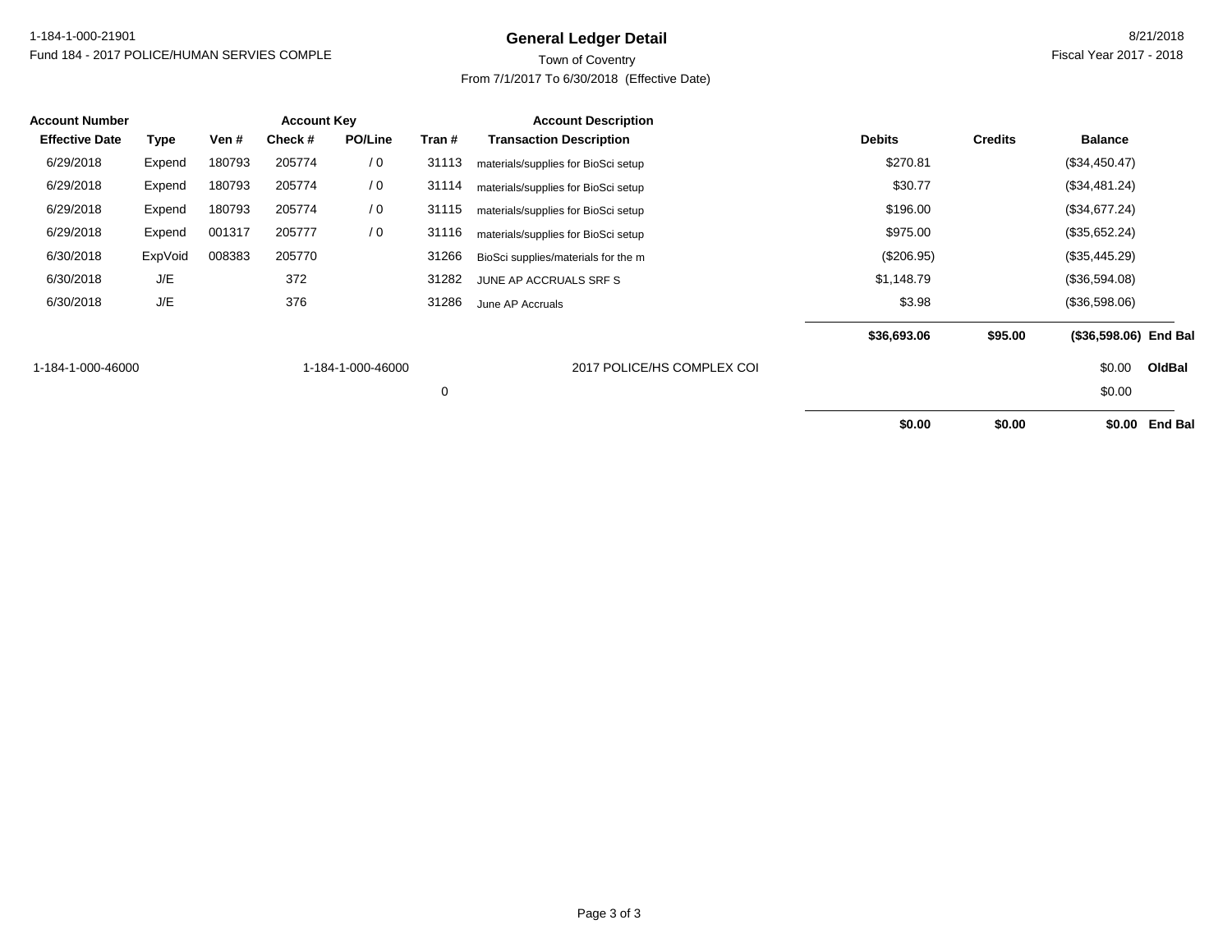1-184-1-000-21901
Fund 184 - 2017 POLICE/HUMAN SERVIES COMPLE

# General Ledger Detail

Town of Coventry
From 7/1/2017 To 6/30/2018 (Effective Date)

8/21/2018
Fiscal Year 2017 - 2018

| Account Number | | | Account Key | | | Account Description | | | | |
|---|---|---|---|---|---|---|---|---|---|---|
| **Effective Date** | **Type** | **Ven #** | **Check #** | **PO/Line** | **Tran #** | **Transaction Description** | **Debits** | **Credits** | **Balance** | |
| 6/29/2018 | Expend | 180793 | 205774 | / 0 | 31113 | materials/supplies for BioSci setup | $270.81 | | ($34,450.47) | |
| 6/29/2018 | Expend | 180793 | 205774 | / 0 | 31114 | materials/supplies for BioSci setup | $30.77 | | ($34,481.24) | |
| 6/29/2018 | Expend | 180793 | 205774 | / 0 | 31115 | materials/supplies for BioSci setup | $196.00 | | ($34,677.24) | |
| 6/29/2018 | Expend | 001317 | 205777 | / 0 | 31116 | materials/supplies for BioSci setup | $975.00 | | ($35,652.24) | |
| 6/30/2018 | ExpVoid | 008383 | 205770 | | 31266 | BioSci supplies/materials for the m | ($206.95) | | ($35,445.29) | |
| 6/30/2018 | J/E | | 372 | | 31282 | JUNE AP ACCRUALS SRF S | $1,148.79 | | ($36,594.08) | |
| 6/30/2018 | J/E | | 376 | | 31286 | June AP Accruals | $3.98 | | ($36,598.06) | |
| | | | | | | | **$36,693.06** | **$95.00** | **($36,598.06)** | **End Bal** |
| 1-184-1-000-46000 | | | 1-184-1-000-46000 | | | 2017 POLICE/HS COMPLEX COI | | | $0.00 | **OldBal** |
| | | | | | 0 | | | | $0.00 | |
| | | | | | | | **$0.00** | **$0.00** | **$0.00** | **End Bal** |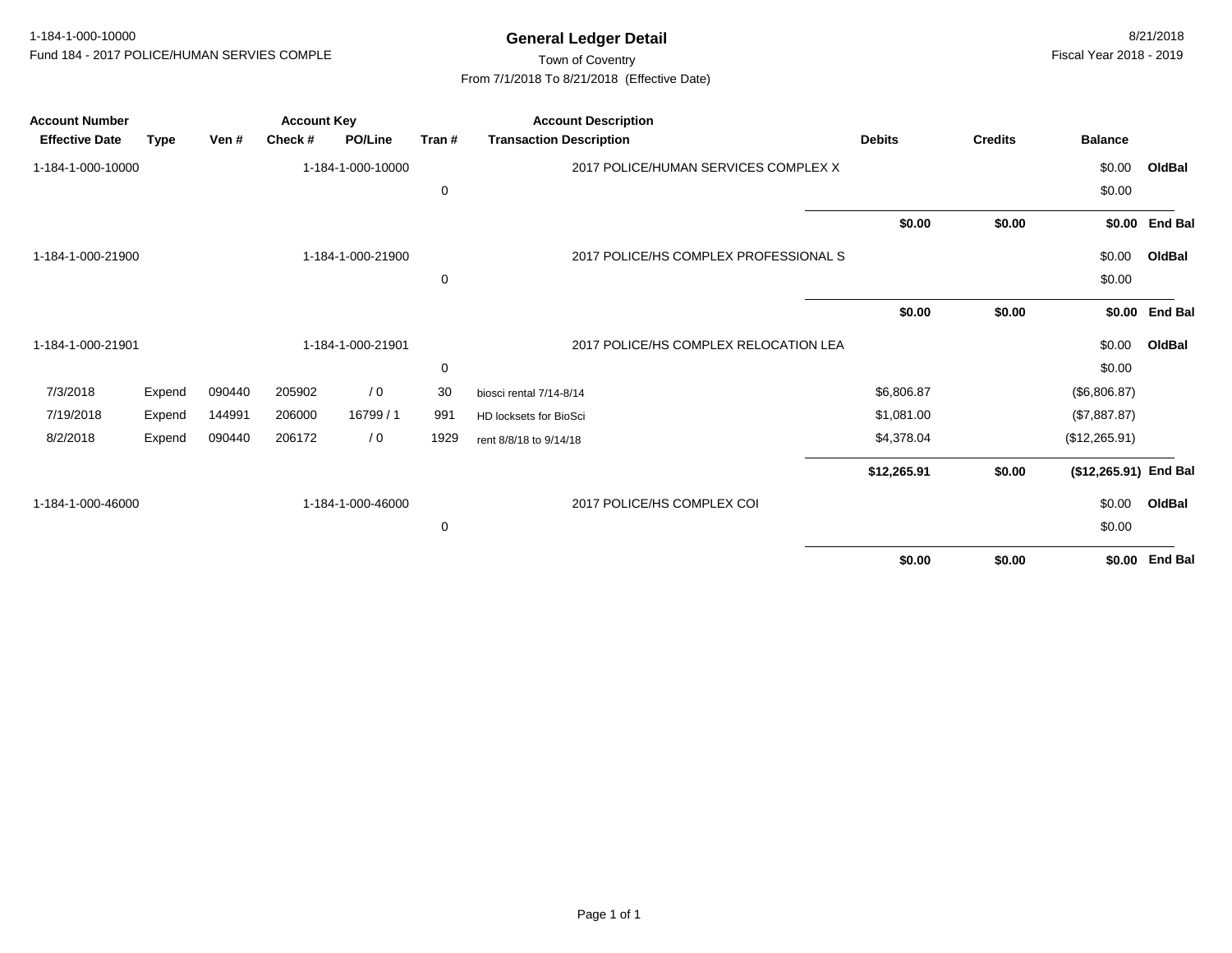1-184-1-000-10000
Fund 184 - 2017 POLICE/HUMAN SERVIES COMPLE

# General Ledger Detail

Town of Coventry
From 7/1/2018 To 8/21/2018 (Effective Date)

8/21/2018
Fiscal Year 2018 - 2019

| Account Number / Effective Date | Type | Ven # | Account Key / Check # | PO/Line | Tran # | Account Description / Transaction Description | Debits | Credits | Balance | |
|---|---|---|---|---|---|---|---|---|---|---|
| 1-184-1-000-10000 | | | 1-184-1-000-10000 | | | 2017 POLICE/HUMAN SERVICES COMPLEX X | | | $0.00 | OldBal |
| | | | | | 0 | | | | $0.00 | |
| | | | | | | | **$0.00** | **$0.00** | **$0.00** | **End Bal** |
| 1-184-1-000-21900 | | | 1-184-1-000-21900 | | | 2017 POLICE/HS COMPLEX PROFESSIONAL S | | | $0.00 | OldBal |
| | | | | | 0 | | | | $0.00 | |
| | | | | | | | **$0.00** | **$0.00** | **$0.00** | **End Bal** |
| 1-184-1-000-21901 | | | 1-184-1-000-21901 | | | 2017 POLICE/HS COMPLEX RELOCATION LEA | | | $0.00 | OldBal |
| | | | | | 0 | | | | $0.00 | |
| 7/3/2018 | Expend | 090440 | 205902 | / 0 | 30 | biosci rental 7/14-8/14 | $6,806.87 | | ($6,806.87) | |
| 7/19/2018 | Expend | 144991 | 206000 | 16799 / 1 | 991 | HD locksets for BioSci | $1,081.00 | | ($7,887.87) | |
| 8/2/2018 | Expend | 090440 | 206172 | / 0 | 1929 | rent 8/8/18 to 9/14/18 | $4,378.04 | | ($12,265.91) | |
| | | | | | | | **$12,265.91** | **$0.00** | **($12,265.91)** | **End Bal** |
| 1-184-1-000-46000 | | | 1-184-1-000-46000 | | | 2017 POLICE/HS COMPLEX COI | | | $0.00 | OldBal |
| | | | | | 0 | | | | $0.00 | |
| | | | | | | | **$0.00** | **$0.00** | **$0.00** | **End Bal** |